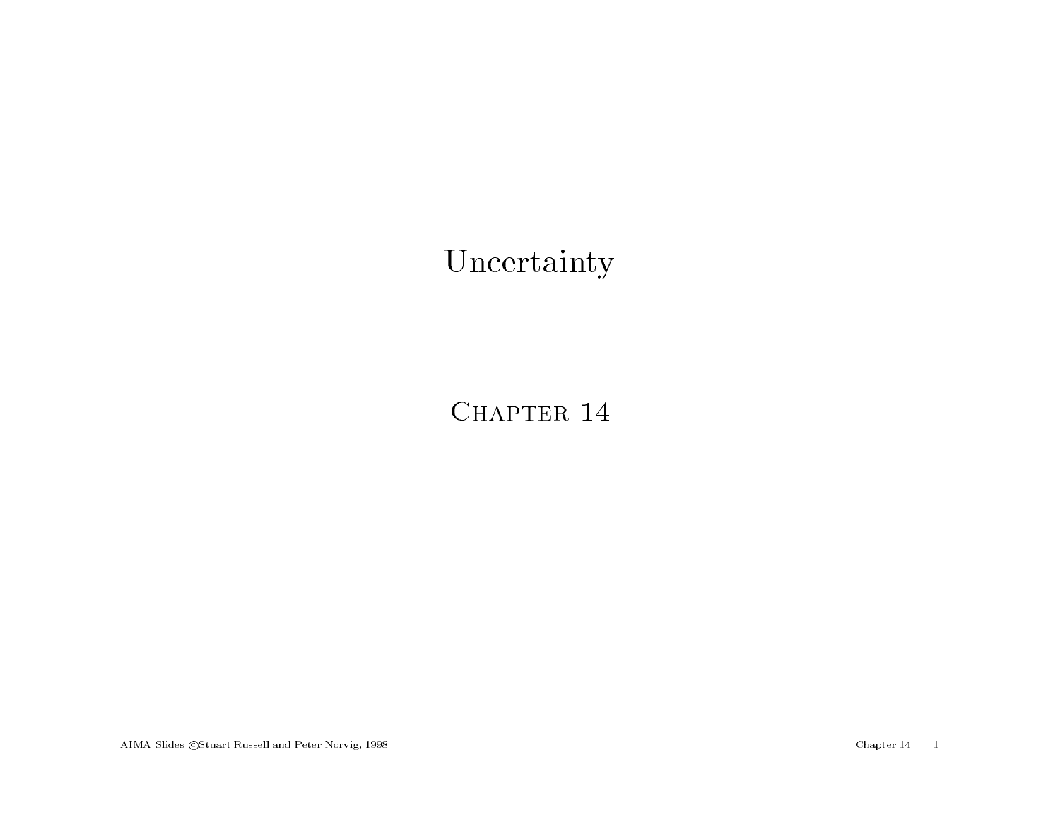# Uncertainty

## Chapter 14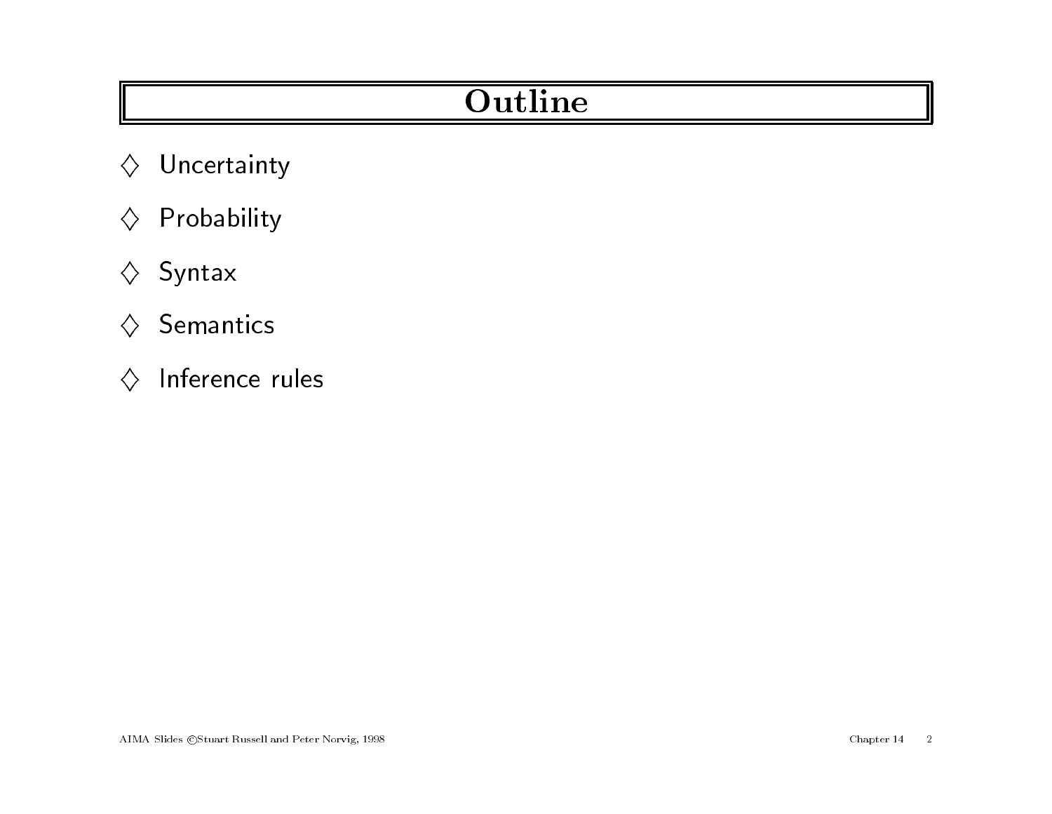# Outline

- ♢ Uncertainty
- ♢ Probability
- ♢ Syntax
- ♢ Semantics
- ♢ Inference rules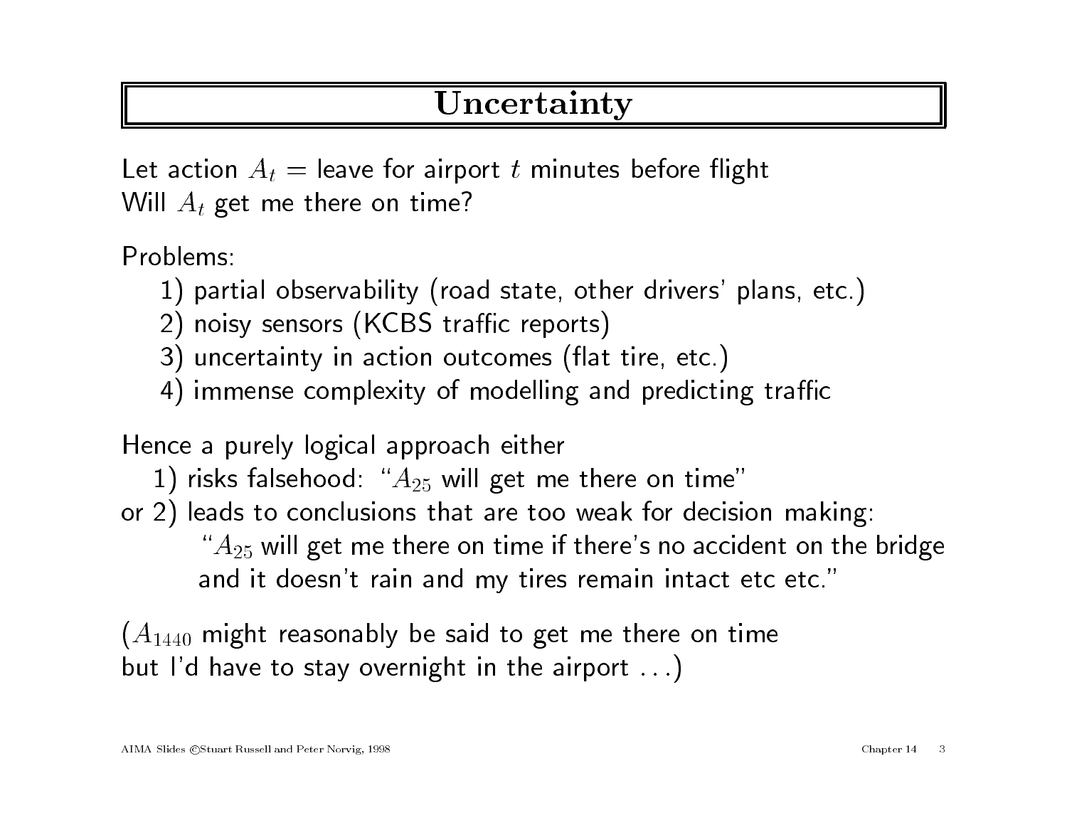# Uncertainty

Let action $A_t$ = leave for airport $t$ minutes before flight
Will $A_t$ get me there on time?

Problems:

1) partial observability (road state, other drivers' plans, etc.)
2) noisy sensors (KCBS traffic reports)
3) uncertainty in action outcomes (flat tire, etc.)
4) immense complexity of modelling and predicting traffic

Hence a purely logical approach either

1) risks falsehood: "$A_{25}$ will get me there on time"

or 2) leads to conclusions that are too weak for decision making:

"$A_{25}$ will get me there on time if there's no accident on the bridge and it doesn't rain and my tires remain intact etc etc."

($A_{1440}$ might reasonably be said to get me there on time but I'd have to stay overnight in the airport ...)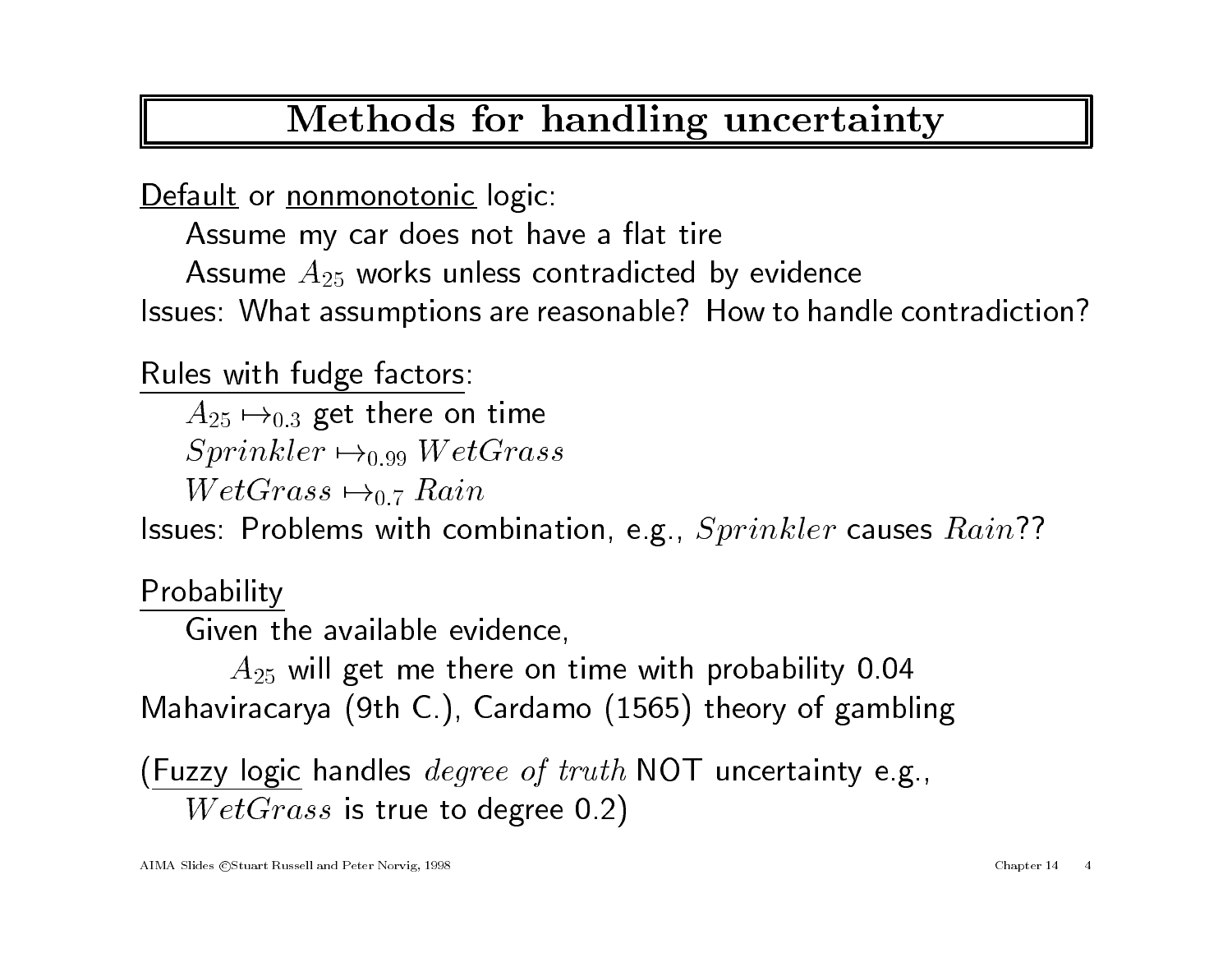# Methods for handling uncertainty

Default or nonmonotonic logic:

Assume my car does not have a flat tire

Assume $A_{25}$ works unless contradicted by evidence

Issues: What assumptions are reasonable? How to handle contradiction?

Rules with fudge factors:

$A_{25} \mapsto_{0.3}$ get there on time

$Sprinkler \mapsto_{0.99} WetGrass$

$WetGrass \mapsto_{0.7} Rain$

Issues: Problems with combination, e.g., $Sprinkler$ causes $Rain$??

Probability

Given the available evidence,

$A_{25}$ will get me there on time with probability 0.04

Mahaviracarya (9th C.), Cardamo (1565) theory of gambling

(Fuzzy logic handles *degree of truth* NOT uncertainty e.g.,
$WetGrass$ is true to degree 0.2)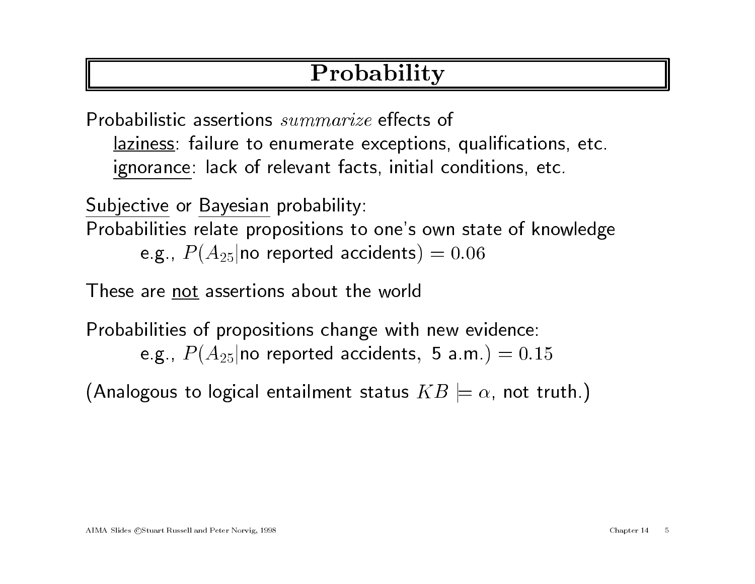# Probability

Probabilistic assertions *summarize* effects of

- laziness: failure to enumerate exceptions, qualifications, etc.
- ignorance: lack of relevant facts, initial conditions, etc.

Subjective or Bayesian probability:
Probabilities relate propositions to one's own state of knowledge

e.g., $P(A_{25}|\text{no reported accidents}) = 0.06$

These are not assertions about the world

Probabilities of propositions change with new evidence:

e.g., $P(A_{25}|\text{no reported accidents, 5 a.m.}) = 0.15$

(Analogous to logical entailment status $KB \models \alpha$, not truth.)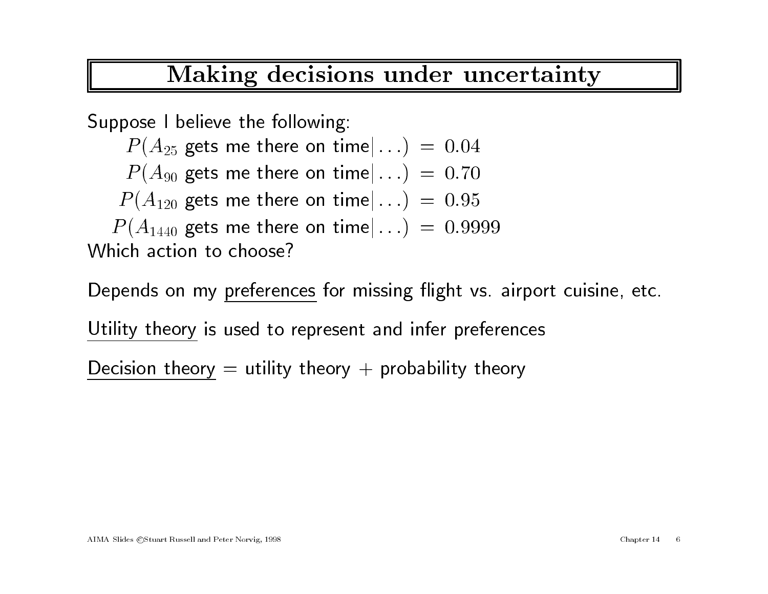# Making decisions under uncertainty

Suppose I believe the following:

$$P(A_{25} \text{ gets me there on time} | \ldots) = 0.04$$
$$P(A_{90} \text{ gets me there on time} | \ldots) = 0.70$$
$$P(A_{120} \text{ gets me there on time} | \ldots) = 0.95$$
$$P(A_{1440} \text{ gets me there on time} | \ldots) = 0.9999$$

Which action to choose?

Depends on my <u>preferences</u> for missing flight vs. airport cuisine, etc.

<u>Utility theory</u> is used to represent and infer preferences

<u>Decision theory</u> = utility theory + probability theory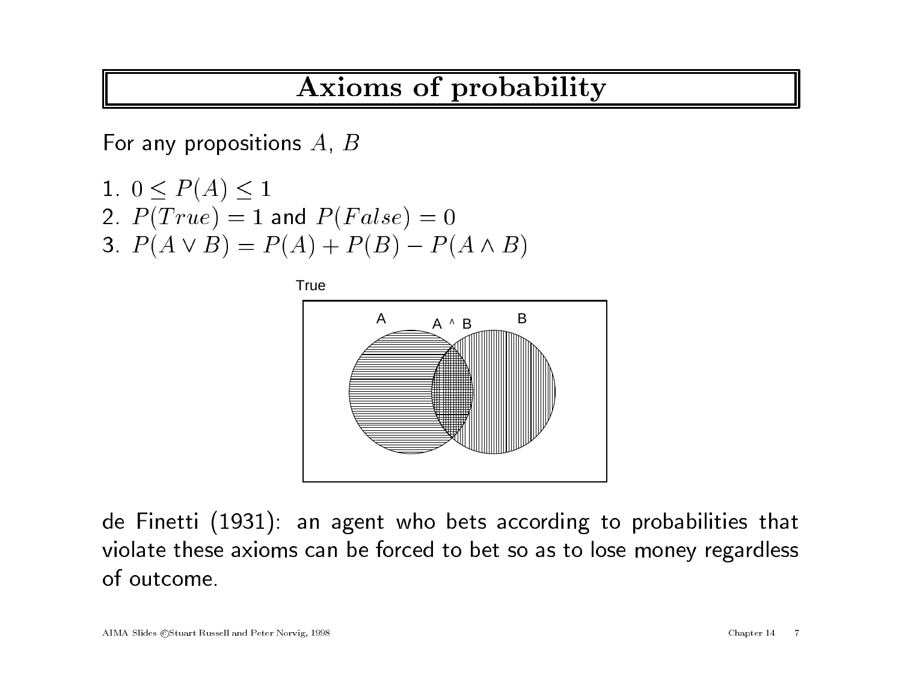# Axioms of probability

For any propositions $A$, $B$

1. $0 \leq P(A) \leq 1$
2. $P(True) = 1$ and $P(False) = 0$
3. $P(A \vee B) = P(A) + P(B) - P(A \wedge B)$

de Finetti (1931): an agent who bets according to probabilities that violate these axioms can be forced to bet so as to lose money regardless of outcome.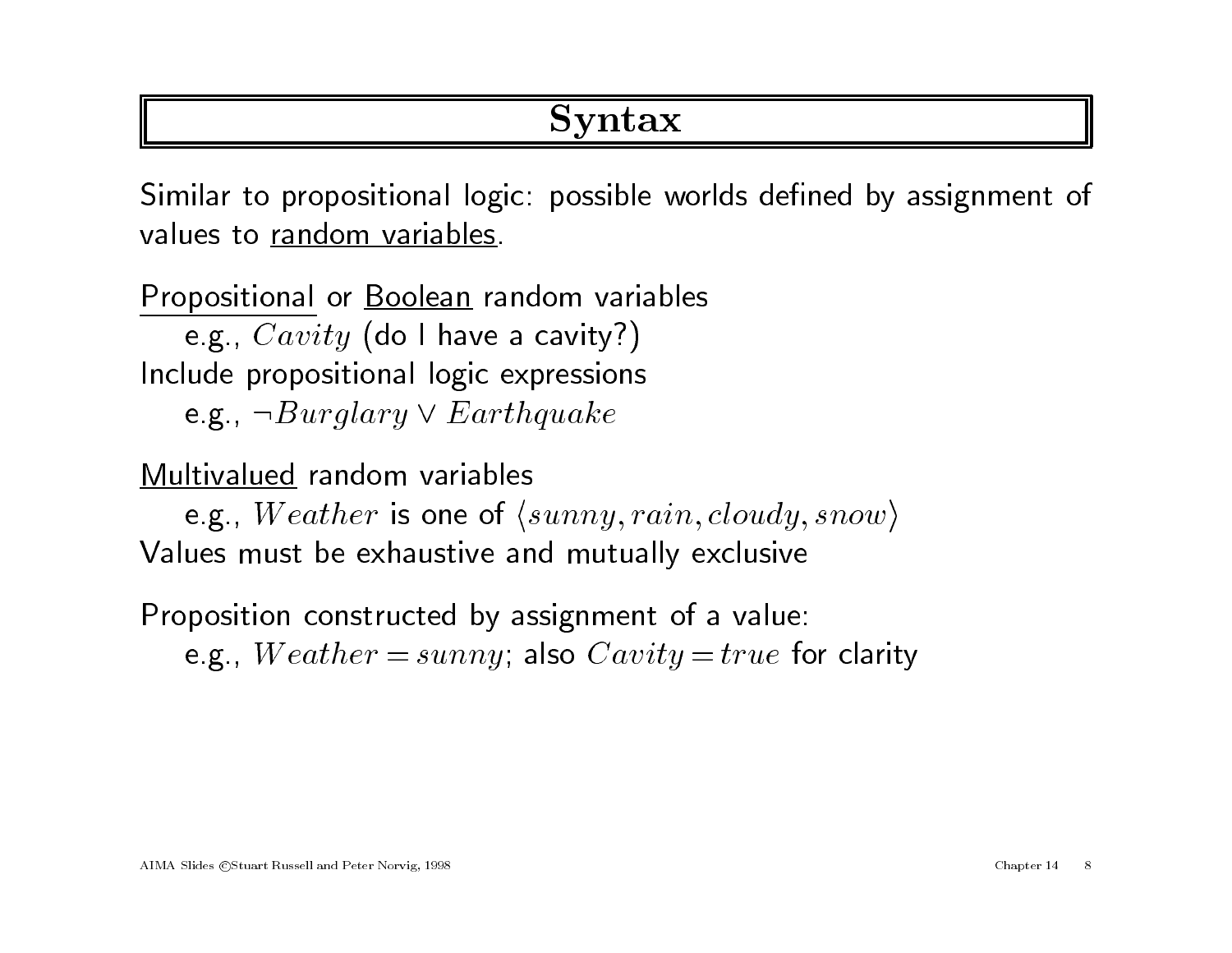# Syntax

Similar to propositional logic: possible worlds defined by assignment of values to random variables.

Propositional or Boolean random variables
  e.g., $Cavity$ (do I have a cavity?)
Include propositional logic expressions
  e.g., $\neg Burglary \lor Earthquake$

Multivalued random variables
  e.g., $Weather$ is one of $\langle sunny, rain, cloudy, snow \rangle$
Values must be exhaustive and mutually exclusive

Proposition constructed by assignment of a value:
  e.g., $Weather = sunny$; also $Cavity = true$ for clarity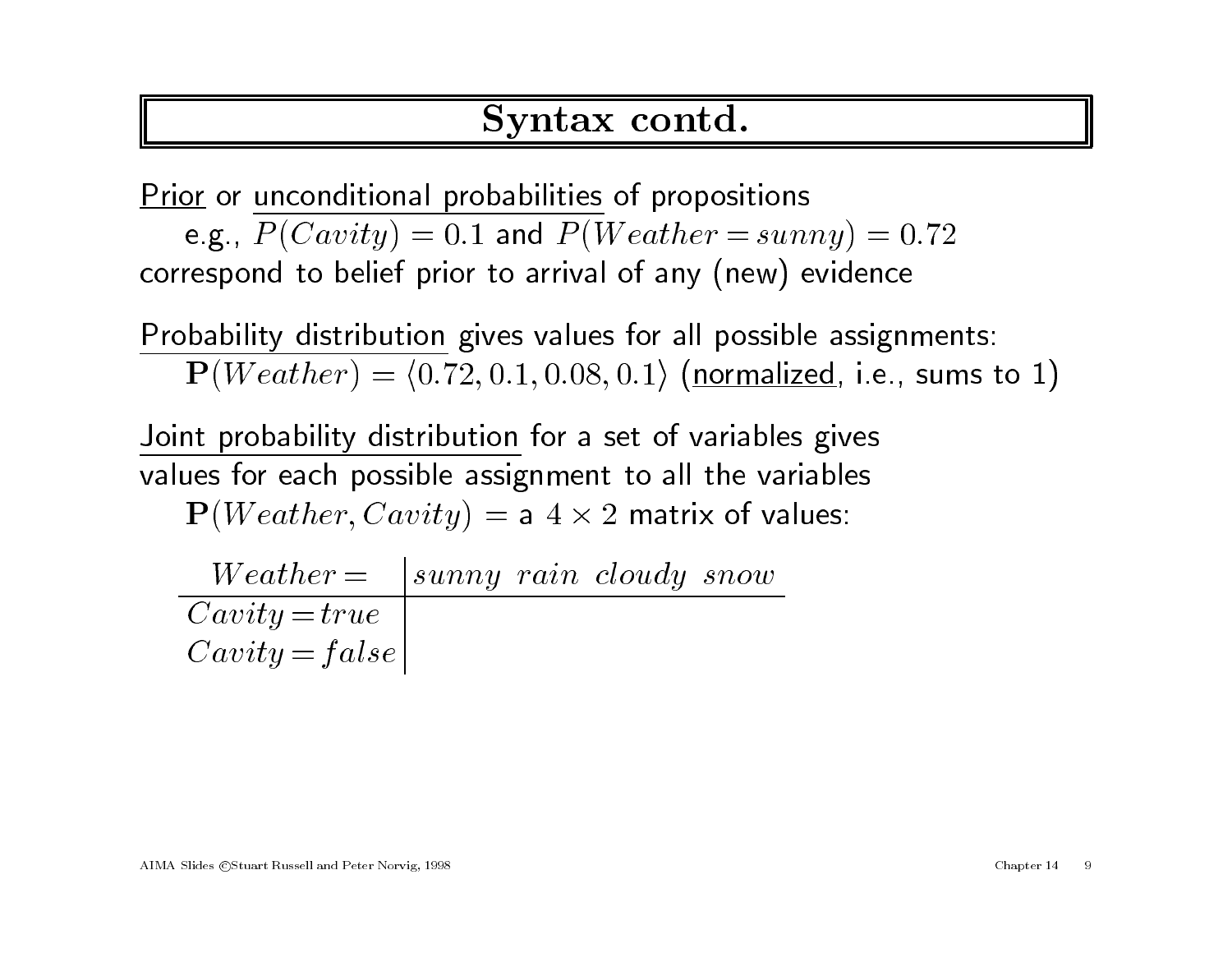# Syntax contd.

Prior or unconditional probabilities of propositions
 e.g., $P(Cavity) = 0.1$ and $P(Weather = sunny) = 0.72$
correspond to belief prior to arrival of any (new) evidence

Probability distribution gives values for all possible assignments:
 $\mathbf{P}(Weather) = \langle 0.72, 0.1, 0.08, 0.1 \rangle$ (normalized, i.e., sums to 1)

Joint probability distribution for a set of variables gives values for each possible assignment to all the variables
 $\mathbf{P}(Weather, Cavity) =$ a $4 \times 2$ matrix of values:

| $Weather =$ | $sunny$ | $rain$ | $cloudy$ | $snow$ |
|---|---|---|---|---|
| $Cavity = true$ | | | | |
| $Cavity = false$ | | | | |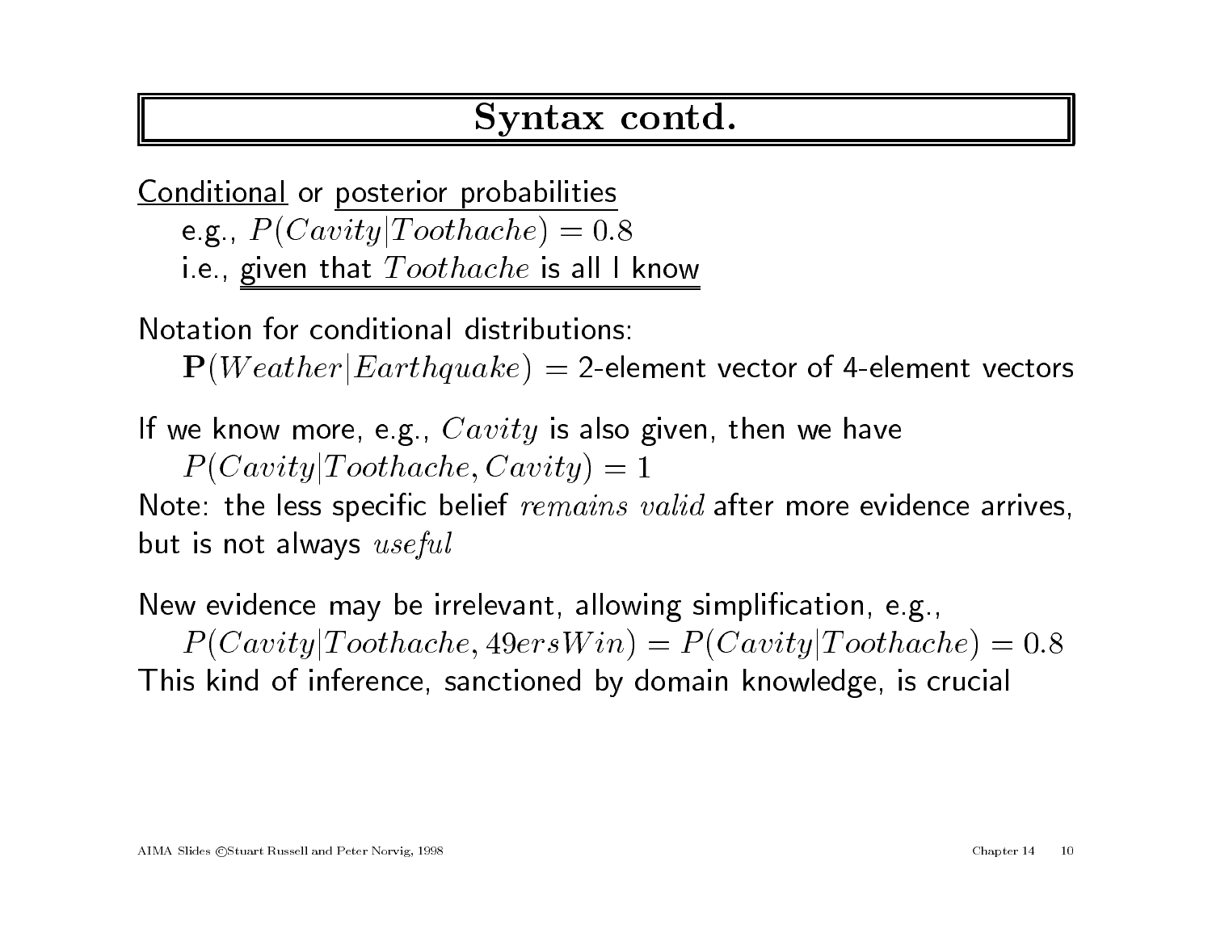# Syntax contd.

Conditional or posterior probabilities
e.g., $P(Cavity|Toothache) = 0.8$
i.e., given that $Toothache$ is all I know

Notation for conditional distributions:
$\mathbf{P}(Weather|Earthquake) =$ 2-element vector of 4-element vectors

If we know more, e.g., $Cavity$ is also given, then we have
$P(Cavity|Toothache, Cavity) = 1$
Note: the less specific belief *remains valid* after more evidence arrives, but is not always *useful*

New evidence may be irrelevant, allowing simplification, e.g.,
$P(Cavity|Toothache, 49ersWin) = P(Cavity|Toothache) = 0.8$
This kind of inference, sanctioned by domain knowledge, is crucial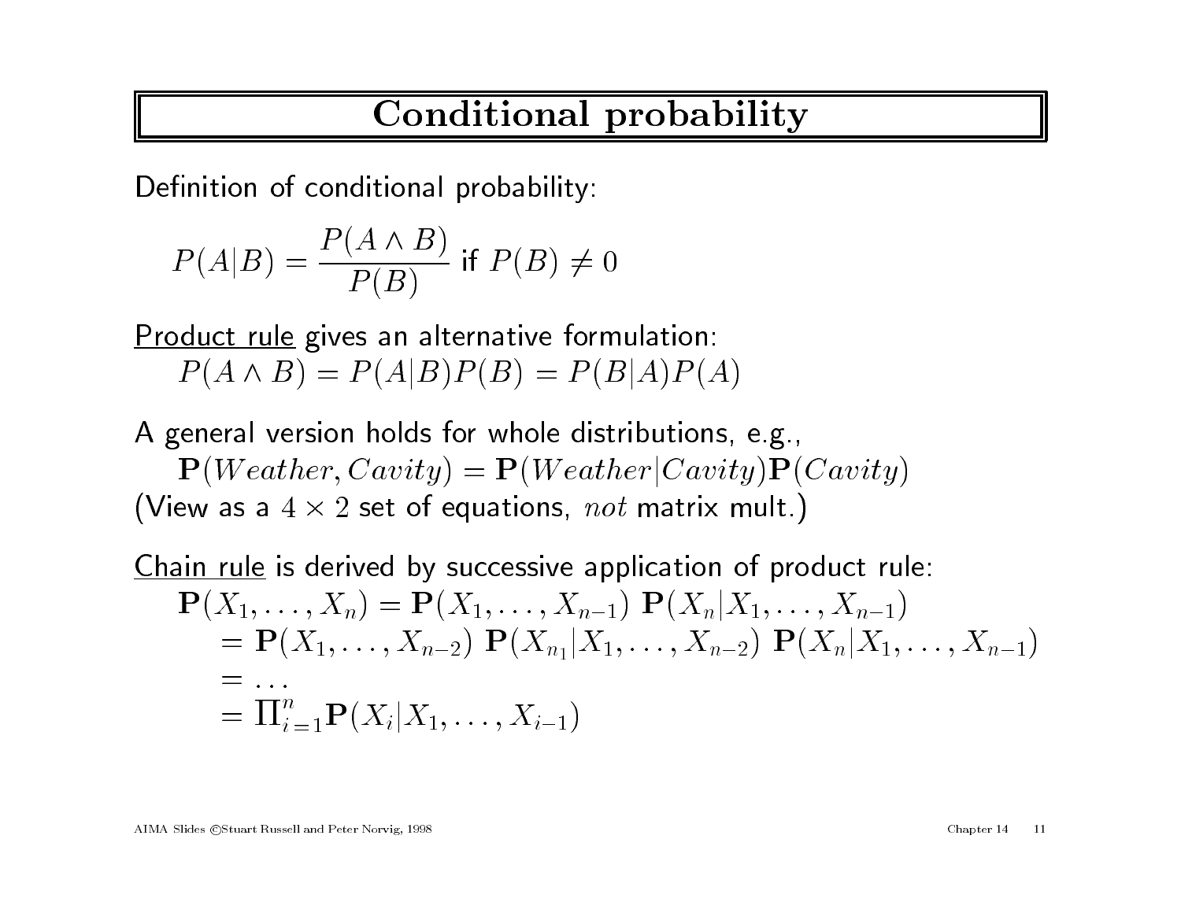# Conditional probability

Definition of conditional probability:

$$P(A|B) = \frac{P(A \wedge B)}{P(B)} \text{ if } P(B) \neq 0$$

Product rule gives an alternative formulation:

$$P(A \wedge B) = P(A|B)P(B) = P(B|A)P(A)$$

A general version holds for whole distributions, e.g.,

$$\mathbf{P}(Weather, Cavity) = \mathbf{P}(Weather|Cavity)\mathbf{P}(Cavity)$$

(View as a $4 \times 2$ set of equations, *not* matrix mult.)

Chain rule is derived by successive application of product rule:

$$\begin{aligned}
\mathbf{P}(X_1, \ldots, X_n) &= \mathbf{P}(X_1, \ldots, X_{n-1})\ \mathbf{P}(X_n|X_1, \ldots, X_{n-1}) \\
&= \mathbf{P}(X_1, \ldots, X_{n-2})\ \mathbf{P}(X_{n_1}|X_1, \ldots, X_{n-2})\ \mathbf{P}(X_n|X_1, \ldots, X_{n-1}) \\
&= \ldots \\
&= \prod_{i=1}^{n} \mathbf{P}(X_i|X_1, \ldots, X_{i-1})
\end{aligned}$$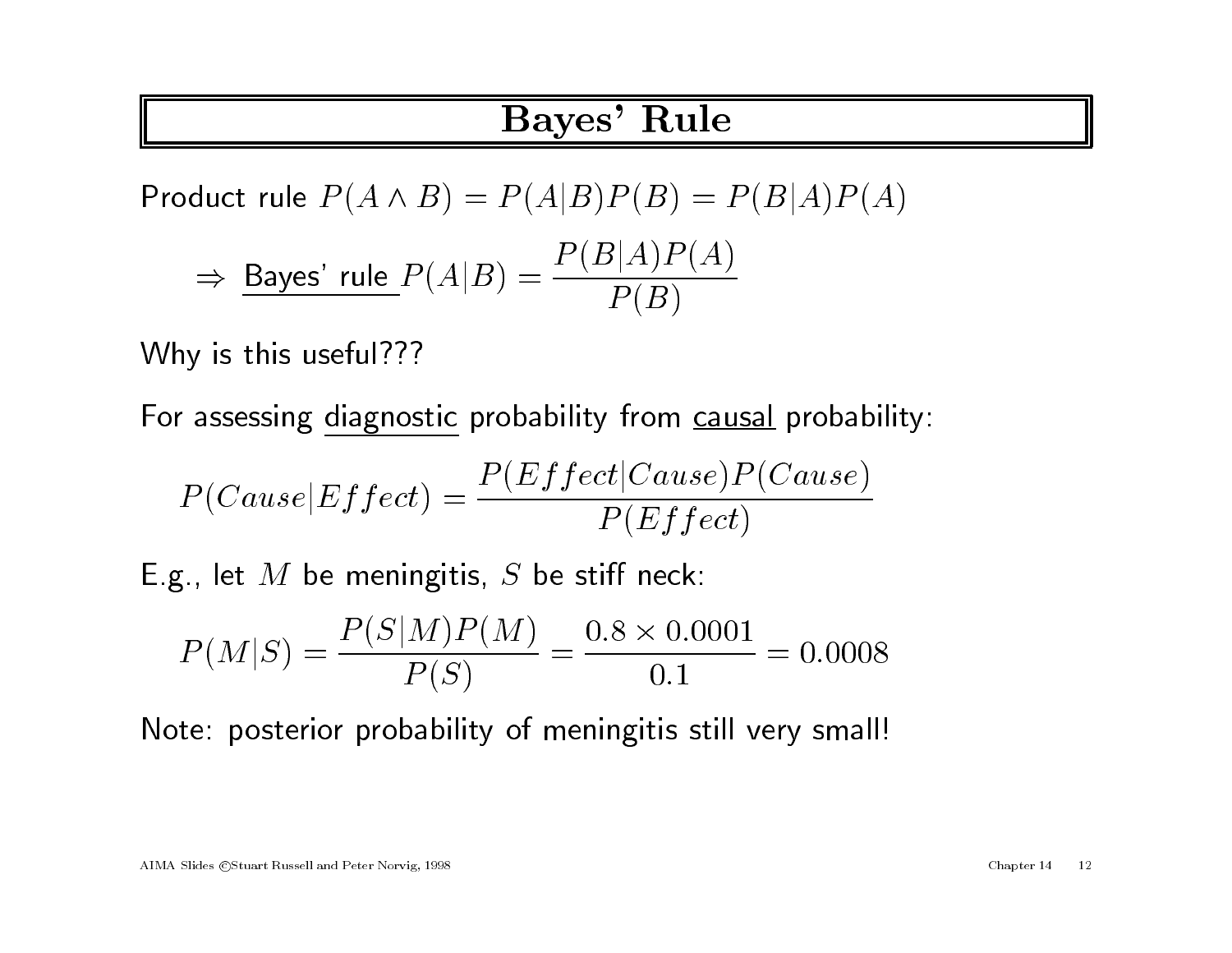# Bayes' Rule

Product rule $P(A \wedge B) = P(A|B)P(B) = P(B|A)P(A)$

$\Rightarrow$ Bayes' rule $P(A|B) = \dfrac{P(B|A)P(A)}{P(B)}$

Why is this useful???

For assessing diagnostic probability from causal probability:

$$P(Cause|Effect) = \frac{P(Effect|Cause)P(Cause)}{P(Effect)}$$

E.g., let $M$ be meningitis, $S$ be stiff neck:

$$P(M|S) = \frac{P(S|M)P(M)}{P(S)} = \frac{0.8 \times 0.0001}{0.1} = 0.0008$$

Note: posterior probability of meningitis still very small!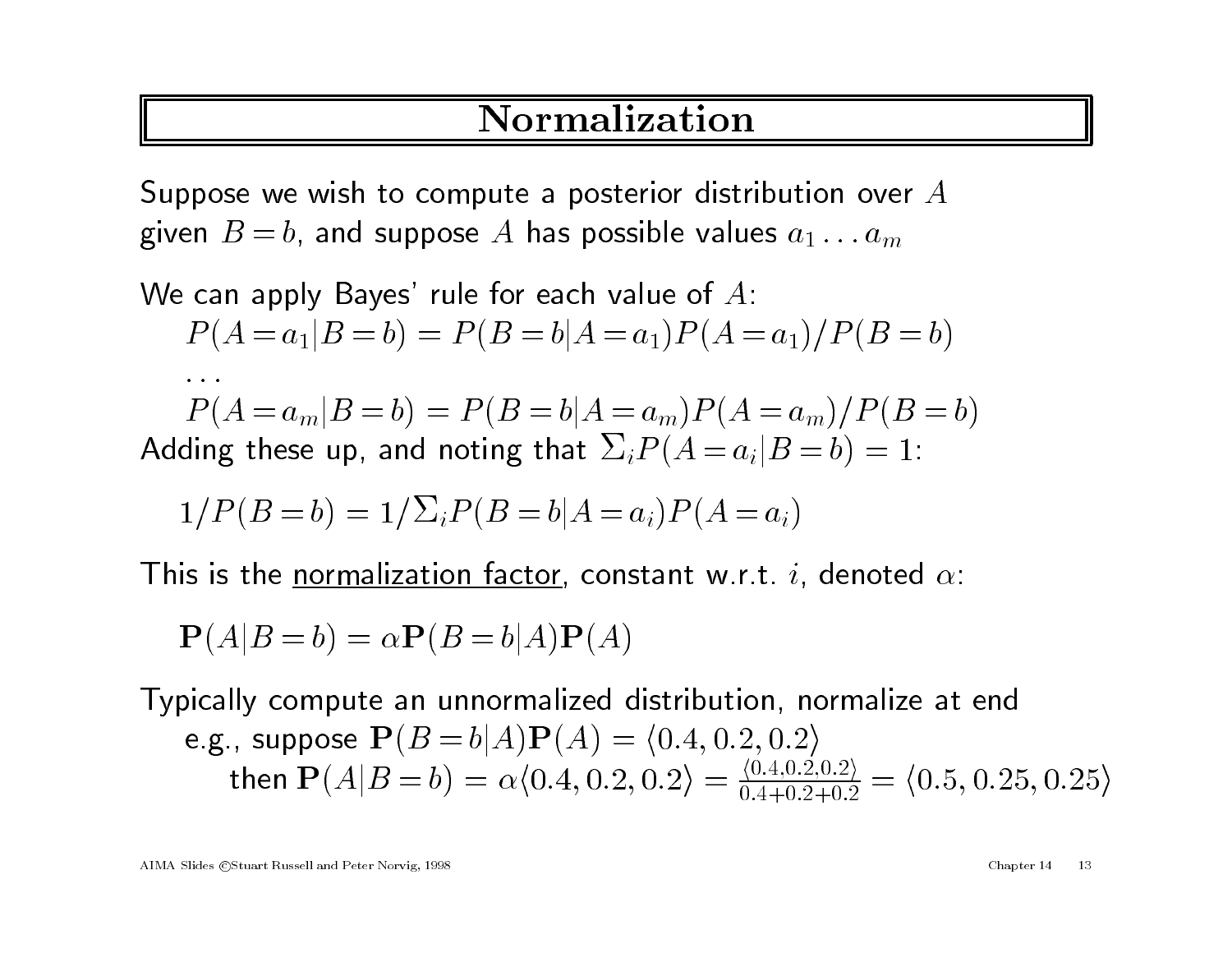# Normalization

Suppose we wish to compute a posterior distribution over $A$ given $B = b$, and suppose $A$ has possible values $a_1 \ldots a_m$

We can apply Bayes' rule for each value of $A$:

$$P(A = a_1 | B = b) = P(B = b | A = a_1) P(A = a_1) / P(B = b)$$

$$\ldots$$

$$P(A = a_m | B = b) = P(B = b | A = a_m) P(A = a_m) / P(B = b)$$

Adding these up, and noting that $\Sigma_i P(A = a_i | B = b) = 1$:

$$1/P(B = b) = 1/\Sigma_i P(B = b | A = a_i) P(A = a_i)$$

This is the <u>normalization factor</u>, constant w.r.t. $i$, denoted $\alpha$:

$$\mathbf{P}(A | B = b) = \alpha \mathbf{P}(B = b | A) \mathbf{P}(A)$$

Typically compute an unnormalized distribution, normalize at end

e.g., suppose $\mathbf{P}(B = b | A) \mathbf{P}(A) = \langle 0.4, 0.2, 0.2 \rangle$

then $\mathbf{P}(A | B = b) = \alpha \langle 0.4, 0.2, 0.2 \rangle = \frac{\langle 0.4, 0.2, 0.2 \rangle}{0.4 + 0.2 + 0.2} = \langle 0.5, 0.25, 0.25 \rangle$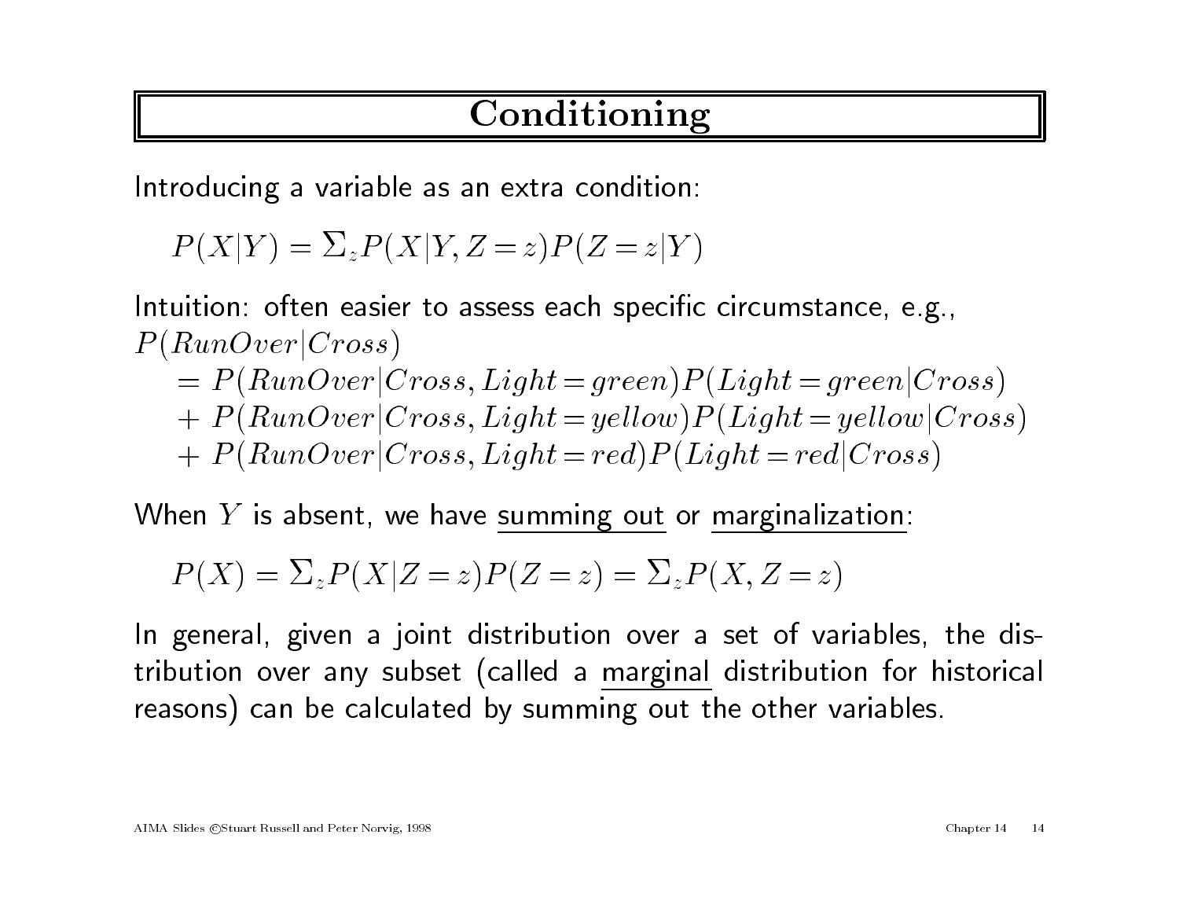# Conditioning

Introducing a variable as an extra condition:

$$P(X|Y) = \Sigma_z P(X|Y, Z = z) P(Z = z|Y)$$

Intuition: often easier to assess each specific circumstance, e.g.,

$$\begin{aligned}
&P(RunOver|Cross) \\
&\quad = P(RunOver|Cross, Light = green) P(Light = green|Cross) \\
&\quad + P(RunOver|Cross, Light = yellow) P(Light = yellow|Cross) \\
&\quad + P(RunOver|Cross, Light = red) P(Light = red|Cross)
\end{aligned}$$

When $Y$ is absent, we have <u>summing out</u> or <u>marginalization</u>:

$$P(X) = \Sigma_z P(X|Z = z) P(Z = z) = \Sigma_z P(X, Z = z)$$

In general, given a joint distribution over a set of variables, the distribution over any subset (called a <u>marginal</u> distribution for historical reasons) can be calculated by summing out the other variables.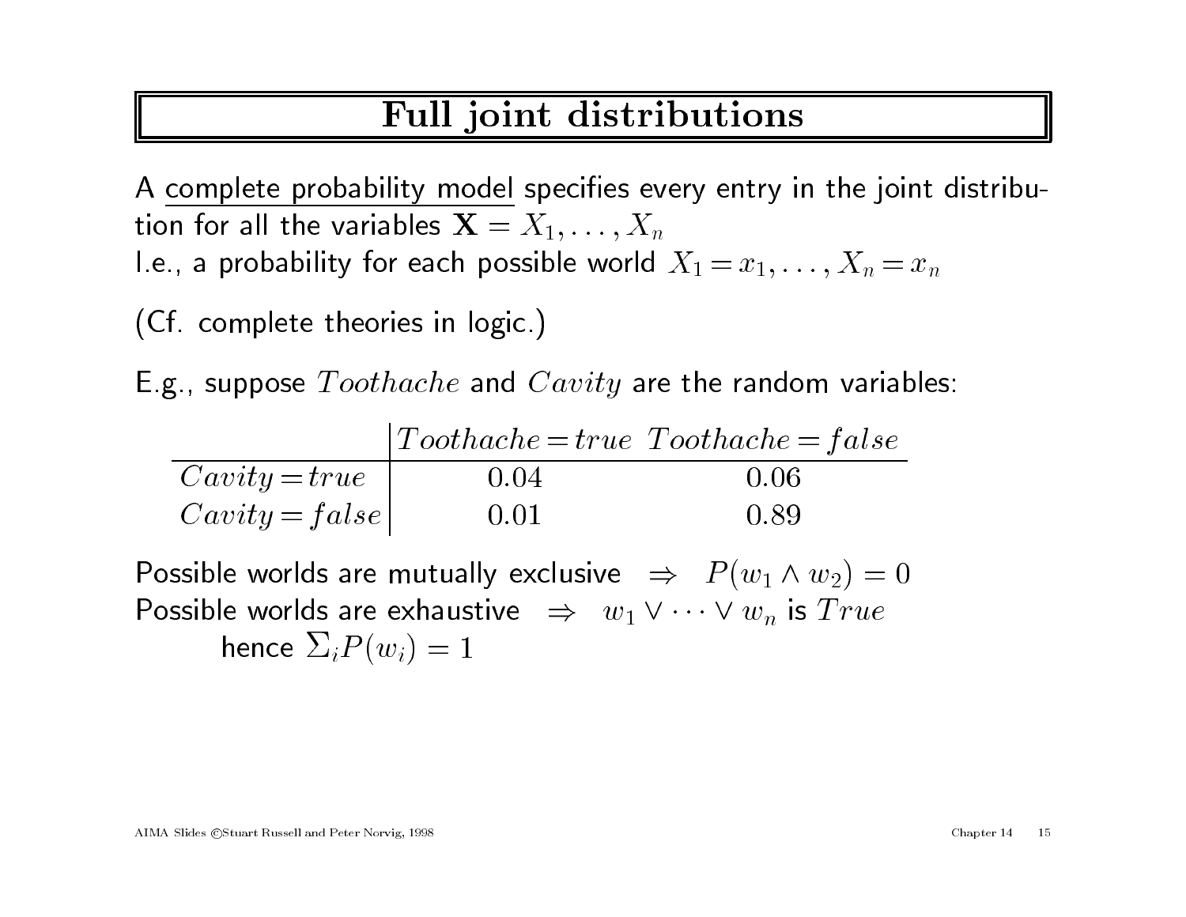# Full joint distributions

A complete probability model specifies every entry in the joint distribution for all the variables $\mathbf{X} = X_1, \ldots, X_n$

I.e., a probability for each possible world $X_1 = x_1, \ldots, X_n = x_n$

(Cf. complete theories in logic.)

E.g., suppose $Toothache$ and $Cavity$ are the random variables:

| | $Toothache = true$ | $Toothache = false$ |
|---|---|---|
| $Cavity = true$ | 0.04 | 0.06 |
| $Cavity = false$ | 0.01 | 0.89 |

Possible worlds are mutually exclusive $\Rightarrow$ $P(w_1 \wedge w_2) = 0$

Possible worlds are exhaustive $\Rightarrow$ $w_1 \vee \cdots \vee w_n$ is $True$

hence $\Sigma_i P(w_i) = 1$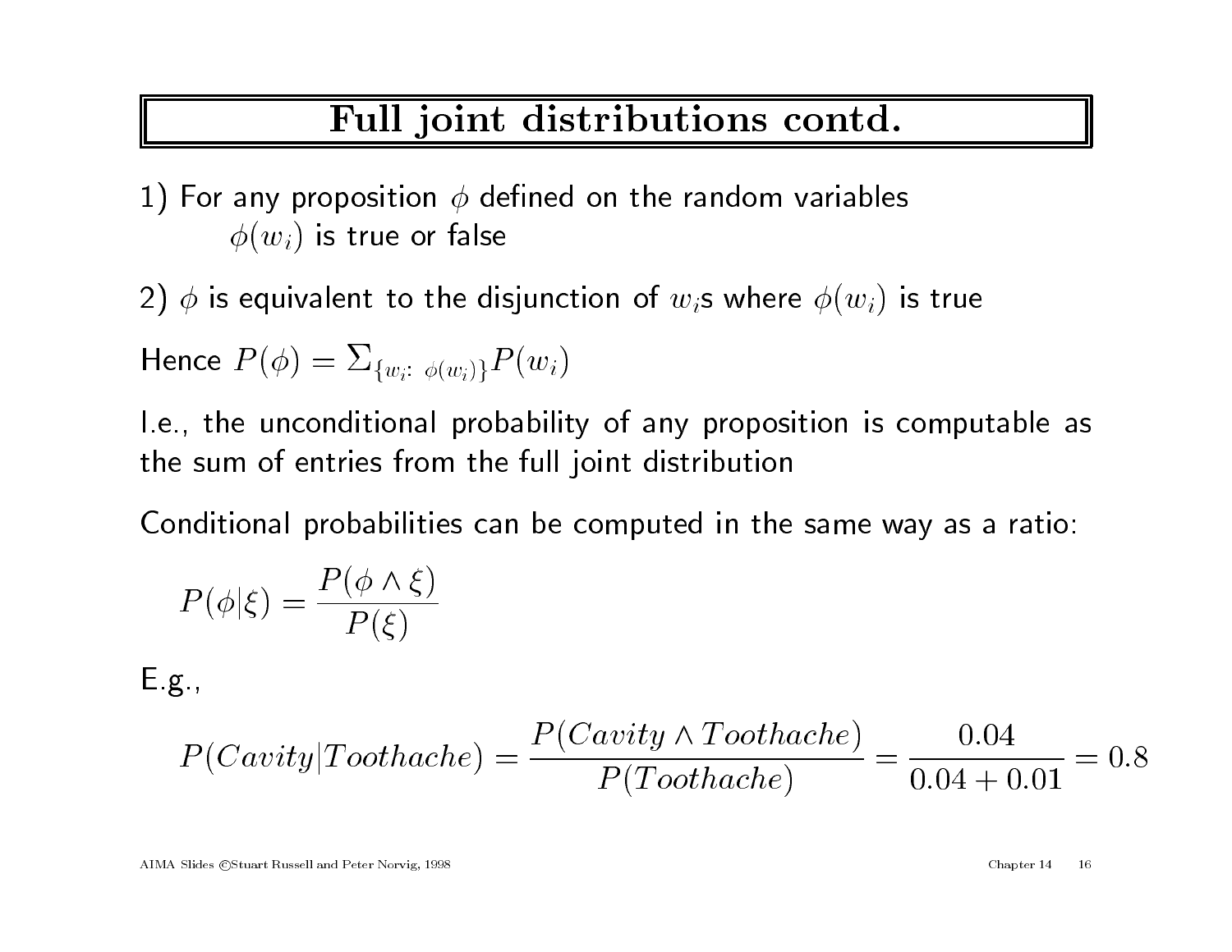# Full joint distributions contd.

1) For any proposition $\phi$ defined on the random variables
   $\phi(w_i)$ is true or false

2) $\phi$ is equivalent to the disjunction of $w_i$s where $\phi(w_i)$ is true

Hence $P(\phi) = \Sigma_{\{w_i:\ \phi(w_i)\}} P(w_i)$

I.e., the unconditional probability of any proposition is computable as the sum of entries from the full joint distribution

Conditional probabilities can be computed in the same way as a ratio:

$$P(\phi|\xi) = \frac{P(\phi \wedge \xi)}{P(\xi)}$$

E.g.,

$$P(Cavity|Toothache) = \frac{P(Cavity \wedge Toothache)}{P(Toothache)} = \frac{0.04}{0.04 + 0.01} = 0.8$$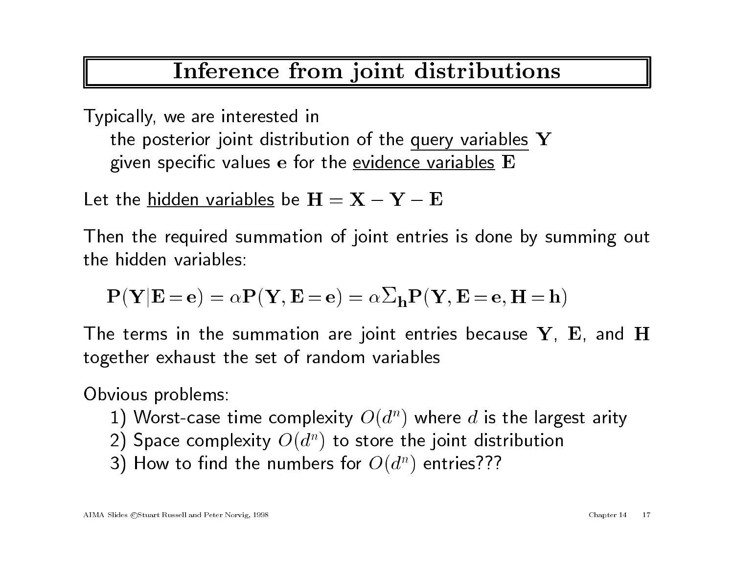# Inference from joint distributions

Typically, we are interested in
the posterior joint distribution of the query variables $\mathbf{Y}$
given specific values $\mathbf{e}$ for the evidence variables $\mathbf{E}$

Let the hidden variables be $\mathbf{H} = \mathbf{X} - \mathbf{Y} - \mathbf{E}$

Then the required summation of joint entries is done by summing out the hidden variables:

$$\mathbf{P}(\mathbf{Y}|\mathbf{E}=\mathbf{e}) = \alpha \mathbf{P}(\mathbf{Y}, \mathbf{E}=\mathbf{e}) = \alpha \Sigma_{\mathbf{h}} \mathbf{P}(\mathbf{Y}, \mathbf{E}=\mathbf{e}, \mathbf{H}=\mathbf{h})$$

The terms in the summation are joint entries because $\mathbf{Y}$, $\mathbf{E}$, and $\mathbf{H}$ together exhaust the set of random variables

Obvious problems:

1) Worst-case time complexity $O(d^n)$ where $d$ is the largest arity
2) Space complexity $O(d^n)$ to store the joint distribution
3) How to find the numbers for $O(d^n)$ entries???